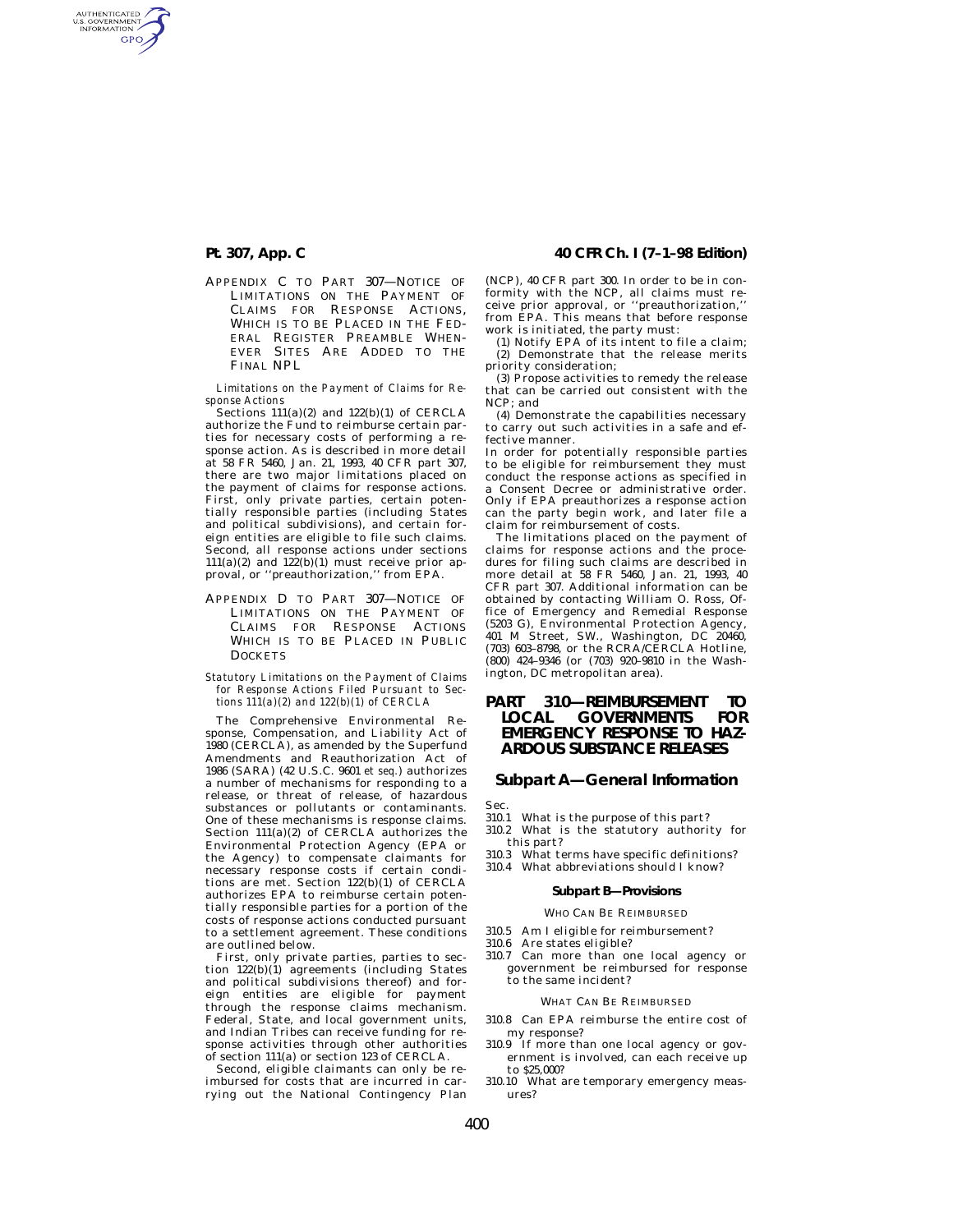APPENDIX C TO PART 307—NOTICE OF LIMITATIONS ON THE PAYMENT OF CLAIMS FOR RESPONSE ACTIONS, WHICH IS TO BE PLACED IN THE FEDERAL REGISTER PREAMBLE WHENEVER SITES ARE ADDED TO THE FINAL NPL

*Limitations on the Payment of Claims for Response Actions*

Sections 111(a)(2) and 122(b)(1) of CERCLA authorize the Fund to reimburse certain parties for necessary costs of performing a response action. As is described in more detail at 58 FR 5460, Jan. 21, 1993, 40 CFR part 307, there are two major limitations placed on the payment of claims for response actions. First, only private parties, certain potentially responsible parties (including States and political subdivisions), and certain foreign entities are eligible to file such claims. Second, all response actions under sections 111(a)(2) and 122(b)(1) must receive prior approval, or ''preauthorization,'' from EPA.

APPENDIX D TO PART 307—NOTICE OF LIMITATIONS ON THE PAYMENT OF CLAIMS FOR RESPONSE ACTIONS WHICH IS TO BE PLACED IN PUBLIC DOCKETS

*Statutory Limitations on the Payment of Claims for Response Actions Filed Pursuant to Sections 111(a)(2) and 122(b)(1) of CERCLA*

The Comprehensive Environmental Response, Compensation, and Liability Act of 1980 (CERCLA), as amended by the Superfund Amendments and Reauthorization Act of 1986 (SARA) (42 U.S.C. 9601 *et seq.*) authorizes a number of mechanisms for responding to a release, or threat of release, of hazardous substances or pollutants or contaminants. One of these mechanisms is response claims. Section 111(a)(2) of CERCLA authorizes the Environmental Protection Agency (EPA or the Agency) to compensate claimants for necessary response costs if certain conditions are met. Section 122(b)(1) of CERCLA authorizes EPA to reimburse certain potentially responsible parties for a portion of the costs of response actions conducted pursuant to a settlement agreement. These conditions are outlined below.

First, only private parties, parties to section 122(b)(1) agreements (including States and political subdivisions thereof) and foreign entities are eligible for payment through the response claims mechanism. Federal, State, and local government units, and Indian Tribes can receive funding for response activities through other authorities of section 111(a) or section 123 of CERCLA.

Second, eligible claimants can only be reimbursed for costs that are incurred in carrying out the National Contingency Plan (NCP), 40 CFR part 300. In order to be in conformity with the NCP, all claims must receive prior approval, or ''preauthorization,'' from EPA. This means that before response work is initiated, the party must:

(1) Notify EPA of its intent to file a claim;

(2) Demonstrate that the release merits priority consideration;

(3) Propose activities to remedy the release that can be carried out consistent with the NCP; and

(4) Demonstrate the capabilities necessary to carry out such activities in a safe and effective manner.

In order for potentially responsible parties to be eligible for reimbursement they must conduct the response actions as specified in a Consent Decree or administrative order. Only if EPA preauthorizes a response action can the party begin work, and later file a claim for reimbursement of costs.

The limitations placed on the payment of claims for response actions and the procedures for filing such claims are described in more detail at 58 FR 5460, Jan. 21, 1993, 40 CFR part 307. Additional information can be obtained by contacting William O. Ross, Office of Emergency and Remedial Response (5203 G), Environmental Protection Agency, 401 M Street, SW., Washington, DC 20460, (703) 603–8798, or the RCRA/CERCLA Hotline, (800) 424–9346 (or (703) 920–9810 in the Washington, DC metropolitan area).

# PART 310—REIMBURSEMENT TO LOCAL GOVERNMENTS FOR EMERGENCY RESPONSE TO HAZARDOUS SUBSTANCE RELEASES

## Subpart A—General Information

Sec.
310.1 What is the purpose of this part?
310.2 What is the statutory authority for this part?
310.3 What terms have specific definitions?
310.4 What abbreviations should I know?

### Subpart B—Provisions

WHO CAN BE REIMBURSED

310.5 Am I eligible for reimbursement?
310.6 Are states eligible?
310.7 Can more than one local agency or government be reimbursed for response to the same incident?

WHAT CAN BE REIMBURSED

310.8 Can EPA reimburse the entire cost of my response?
310.9 If more than one local agency or government is involved, can each receive up to $25,000?
310.10 What are temporary emergency measures?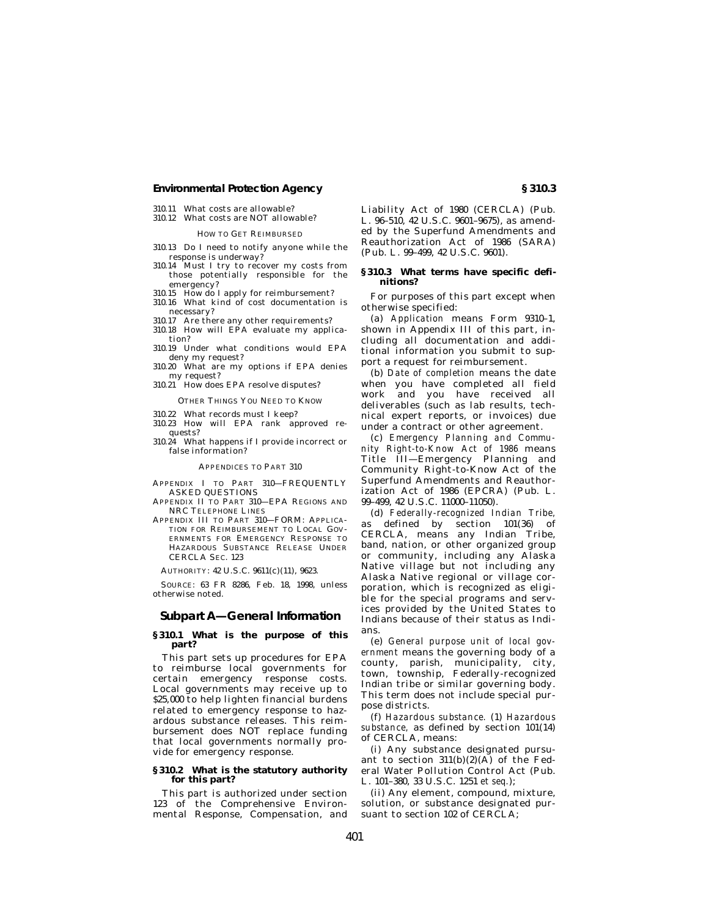310.11 What costs are allowable?
310.12 What costs are NOT allowable?

HOW TO GET REIMBURSED

310.13 Do I need to notify anyone while the response is underway?
310.14 Must I try to recover my costs from those potentially responsible for the emergency?
310.15 How do I apply for reimbursement?
310.16 What kind of cost documentation is necessary?
310.17 Are there any other requirements?
310.18 How will EPA evaluate my application?
310.19 Under what conditions would EPA deny my request?
310.20 What are my options if EPA denies my request?
310.21 How does EPA resolve disputes?

OTHER THINGS YOU NEED TO KNOW

310.22 What records must I keep?
310.23 How will EPA rank approved requests?
310.24 What happens if I provide incorrect or false information?

APPENDICES TO PART 310

APPENDIX I TO PART 310—FREQUENTLY ASKED QUESTIONS
APPENDIX II TO PART 310—EPA REGIONS AND NRC TELEPHONE LINES
APPENDIX III TO PART 310—FORM: APPLICATION FOR REIMBURSEMENT TO LOCAL GOVERNMENTS FOR EMERGENCY RESPONSE TO HAZARDOUS SUBSTANCE RELEASE UNDER CERCLA SEC. 123

AUTHORITY: 42 U.S.C. 9611(c)(11), 9623.

SOURCE: 63 FR 8286, Feb. 18, 1998, unless otherwise noted.

## Subpart A—General Information

### § 310.1 What is the purpose of this part?

This part sets up procedures for EPA to reimburse local governments for certain emergency response costs. Local governments may receive up to $25,000 to help lighten financial burdens related to emergency response to hazardous substance releases. This reimbursement does NOT replace funding that local governments normally provide for emergency response.

### § 310.2 What is the statutory authority for this part?

This part is authorized under section 123 of the Comprehensive Environmental Response, Compensation, and Liability Act of 1980 (CERCLA) (Pub. L. 96–510, 42 U.S.C. 9601–9675), as amended by the Superfund Amendments and Reauthorization Act of 1986 (SARA) (Pub. L. 99–499, 42 U.S.C. 9601).

### § 310.3 What terms have specific definitions?

For purposes of this part except when otherwise specified:

(a) *Application* means Form 9310–1, shown in Appendix III of this part, including all documentation and additional information you submit to support a request for reimbursement.

(b) *Date of completion* means the date when you have completed all field work and you have received all deliverables (such as lab results, technical expert reports, or invoices) due under a contract or other agreement.

(c) *Emergency Planning and Community Right-to-Know Act of 1986* means Title III—Emergency Planning and Community Right-to-Know Act of the Superfund Amendments and Reauthorization Act of 1986 (EPCRA) (Pub. L. 99–499, 42 U.S.C. 11000–11050).

(d) *Federally-recognized Indian Tribe,* as defined by section 101(36) of CERCLA, means any Indian Tribe, band, nation, or other organized group or community, including any Alaska Native village but not including any Alaska Native regional or village corporation, which is recognized as eligible for the special programs and services provided by the United States to Indians because of their status as Indians.

(e) *General purpose unit of local government* means the governing body of a county, parish, municipality, city, town, township, Federally-recognized Indian tribe or similar governing body. This term does not include special purpose districts.

(f) *Hazardous substance.* (1) *Hazardous substance,* as defined by section 101(14) of CERCLA, means:

(i) Any substance designated pursuant to section 311(b)(2)(A) of the Federal Water Pollution Control Act (Pub. L. 101–380, 33 U.S.C. 1251 *et seq.*);

(ii) Any element, compound, mixture, solution, or substance designated pursuant to section 102 of CERCLA;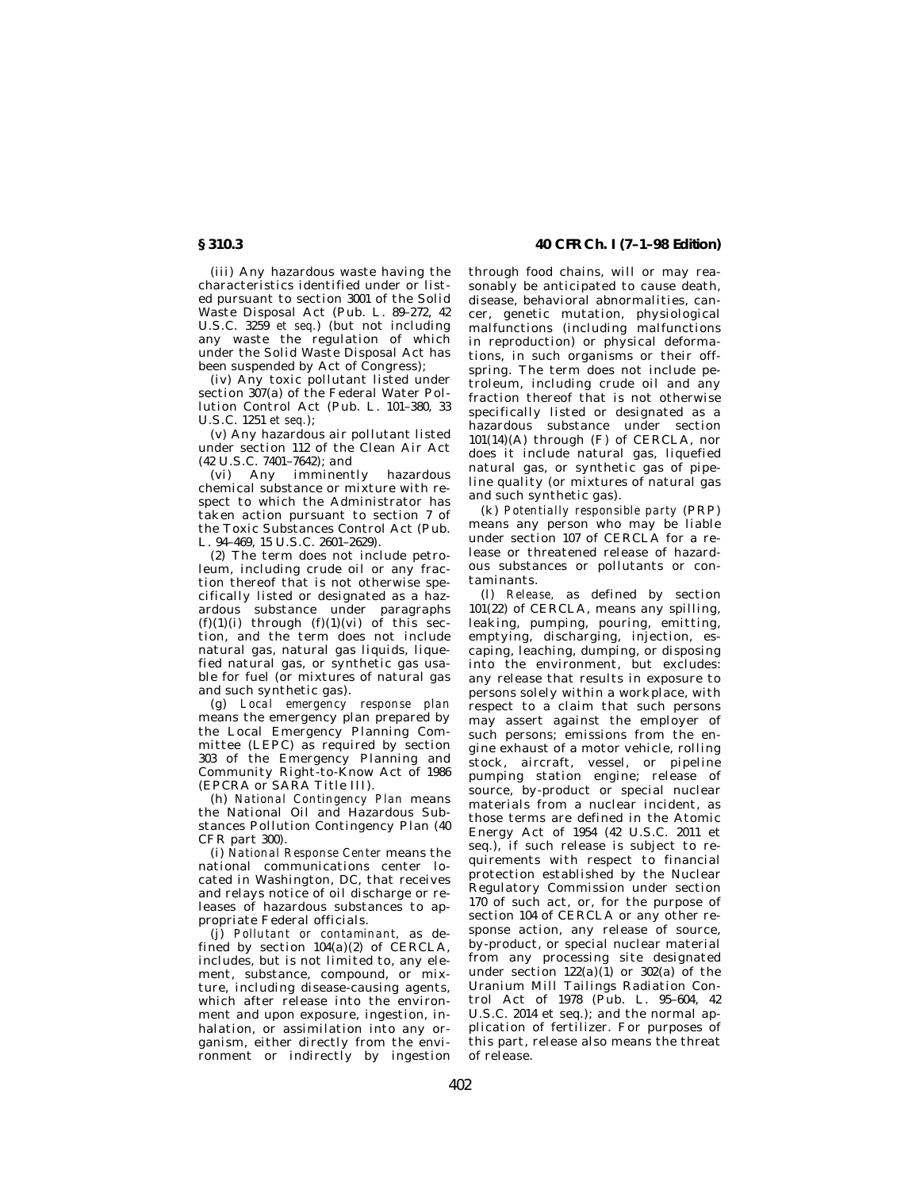(iii) Any hazardous waste having the characteristics identified under or listed pursuant to section 3001 of the Solid Waste Disposal Act (Pub. L. 89–272, 42 U.S.C. 3259 *et seq.*) (but not including any waste the regulation of which under the Solid Waste Disposal Act has been suspended by Act of Congress);

(iv) Any toxic pollutant listed under section 307(a) of the Federal Water Pollution Control Act (Pub. L. 101–380, 33 U.S.C. 1251 *et seq.*);

(v) Any hazardous air pollutant listed under section 112 of the Clean Air Act (42 U.S.C. 7401–7642); and

(vi) Any imminently hazardous chemical substance or mixture with respect to which the Administrator has taken action pursuant to section 7 of the Toxic Substances Control Act (Pub. L. 94–469, 15 U.S.C. 2601–2629).

(2) The term does not include petroleum, including crude oil or any fraction thereof that is not otherwise specifically listed or designated as a hazardous substance under paragraphs (f)(1)(i) through (f)(1)(vi) of this section, and the term does not include natural gas, natural gas liquids, liquefied natural gas, or synthetic gas usable for fuel (or mixtures of natural gas and such synthetic gas).

(g) *Local emergency response plan* means the emergency plan prepared by the Local Emergency Planning Committee (LEPC) as required by section 303 of the Emergency Planning and Community Right-to-Know Act of 1986 (EPCRA or SARA Title III).

(h) *National Contingency Plan* means the National Oil and Hazardous Substances Pollution Contingency Plan (40 CFR part 300).

(i) *National Response Center* means the national communications center located in Washington, DC, that receives and relays notice of oil discharge or releases of hazardous substances to appropriate Federal officials.

(j) *Pollutant or contaminant,* as defined by section 104(a)(2) of CERCLA, includes, but is not limited to, any element, substance, compound, or mixture, including disease-causing agents, which after release into the environment and upon exposure, ingestion, inhalation, or assimilation into any organism, either directly from the environment or indirectly by ingestion through food chains, will or may reasonably be anticipated to cause death, disease, behavioral abnormalities, cancer, genetic mutation, physiological malfunctions (including malfunctions in reproduction) or physical deformations, in such organisms or their offspring. The term does not include petroleum, including crude oil and any fraction thereof that is not otherwise specifically listed or designated as a hazardous substance under section 101(14)(A) through (F) of CERCLA, nor does it include natural gas, liquefied natural gas, or synthetic gas of pipeline quality (or mixtures of natural gas and such synthetic gas).

(k) *Potentially responsible party* (PRP) means any person who may be liable under section 107 of CERCLA for a release or threatened release of hazardous substances or pollutants or contaminants.

(l) *Release,* as defined by section 101(22) of CERCLA, means any spilling, leaking, pumping, pouring, emitting, emptying, discharging, injection, escaping, leaching, dumping, or disposing into the environment, but excludes: any release that results in exposure to persons solely within a workplace, with respect to a claim that such persons may assert against the employer of such persons; emissions from the engine exhaust of a motor vehicle, rolling stock, aircraft, vessel, or pipeline pumping station engine; release of source, by-product or special nuclear materials from a nuclear incident, as those terms are defined in the Atomic Energy Act of 1954 (42 U.S.C. 2011 et seq.), if such release is subject to requirements with respect to financial protection established by the Nuclear Regulatory Commission under section 170 of such act, or, for the purpose of section 104 of CERCLA or any other response action, any release of source, by-product, or special nuclear material from any processing site designated under section 122(a)(1) or 302(a) of the Uranium Mill Tailings Radiation Control Act of 1978 (Pub. L. 95–604, 42 U.S.C. 2014 et seq.); and the normal application of fertilizer. For purposes of this part, release also means the threat of release.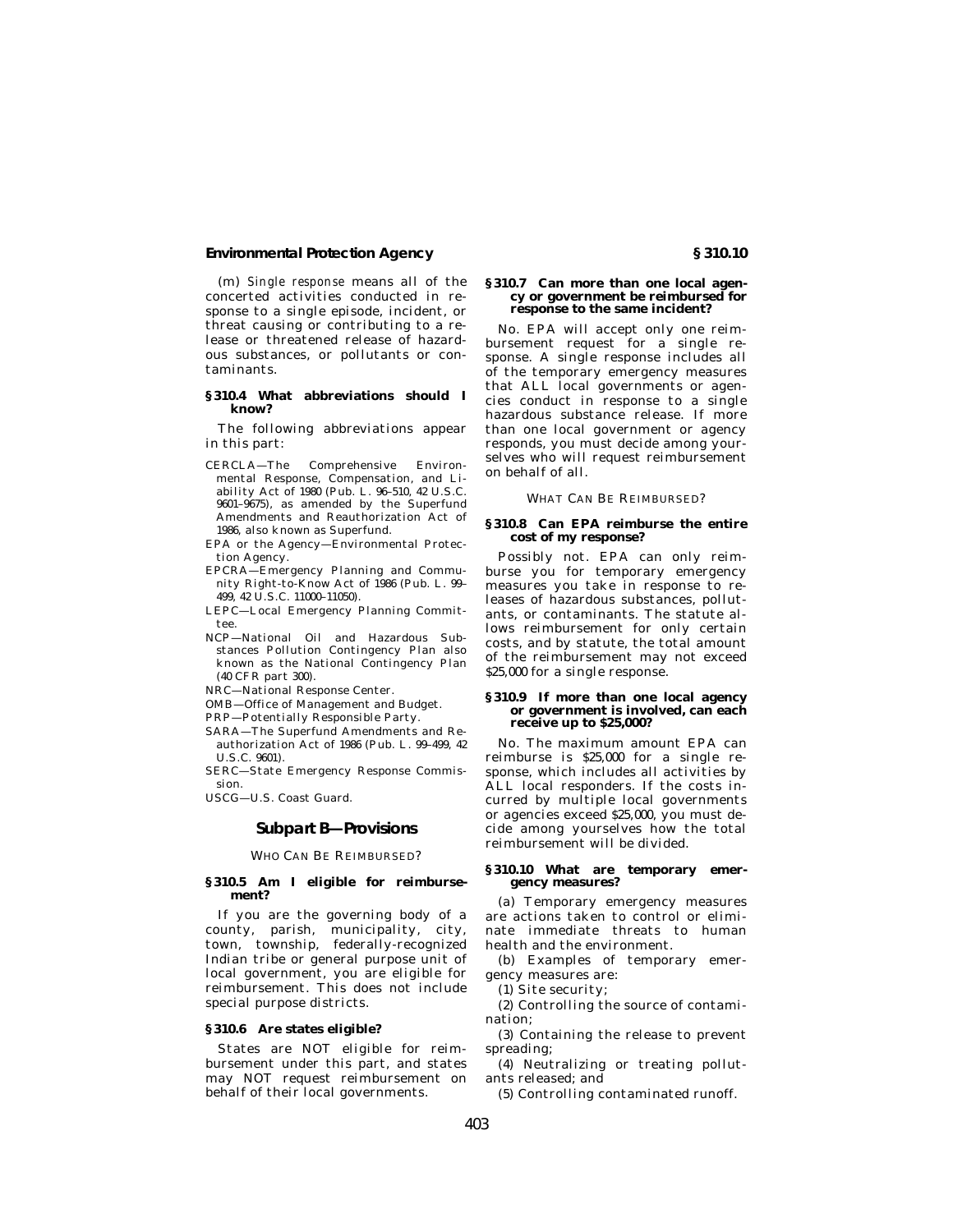(m) *Single response* means all of the concerted activities conducted in response to a single episode, incident, or threat causing or contributing to a release or threatened release of hazardous substances, or pollutants or contaminants.

### § 310.4 What abbreviations should I know?

The following abbreviations appear in this part:

CERCLA—The Comprehensive Environmental Response, Compensation, and Liability Act of 1980 (Pub. L. 96–510, 42 U.S.C. 9601–9675), as amended by the Superfund Amendments and Reauthorization Act of 1986, also known as Superfund.

EPA or the Agency—Environmental Protection Agency.

EPCRA—Emergency Planning and Community Right-to-Know Act of 1986 (Pub. L. 99–499, 42 U.S.C. 11000–11050).

LEPC—Local Emergency Planning Committee.

NCP—National Oil and Hazardous Substances Pollution Contingency Plan also known as the National Contingency Plan (40 CFR part 300).

NRC—National Response Center.

OMB—Office of Management and Budget.

PRP—Potentially Responsible Party.

SARA—The Superfund Amendments and Reauthorization Act of 1986 (Pub. L. 99–499, 42 U.S.C. 9601).

SERC—State Emergency Response Commission.

USCG—U.S. Coast Guard.

## Subpart B—Provisions

WHO CAN BE REIMBURSED?

### § 310.5 Am I eligible for reimbursement?

If you are the governing body of a county, parish, municipality, city, town, township, federally-recognized Indian tribe or general purpose unit of local government, you are eligible for reimbursement. This does not include special purpose districts.

### § 310.6 Are states eligible?

States are NOT eligible for reimbursement under this part, and states may NOT request reimbursement on behalf of their local governments.

### § 310.7 Can more than one local agency or government be reimbursed for response to the same incident?

No. EPA will accept only one reimbursement request for a single response. A single response includes all of the temporary emergency measures that ALL local governments or agencies conduct in response to a single hazardous substance release. If more than one local government or agency responds, you must decide among yourselves who will request reimbursement on behalf of all.

WHAT CAN BE REIMBURSED?

### § 310.8 Can EPA reimburse the entire cost of my response?

Possibly not. EPA can only reimburse you for temporary emergency measures you take in response to releases of hazardous substances, pollutants, or contaminants. The statute allows reimbursement for only certain costs, and by statute, the total amount of the reimbursement may not exceed $25,000 for a single response.

### § 310.9 If more than one local agency or government is involved, can each receive up to $25,000?

No. The maximum amount EPA can reimburse is $25,000 for a single response, which includes all activities by ALL local responders. If the costs incurred by multiple local governments or agencies exceed $25,000, you must decide among yourselves how the total reimbursement will be divided.

### § 310.10 What are temporary emergency measures?

(a) Temporary emergency measures are actions taken to control or eliminate immediate threats to human health and the environment.

(b) Examples of temporary emergency measures are:

(1) Site security;

(2) Controlling the source of contamination;

(3) Containing the release to prevent spreading;

(4) Neutralizing or treating pollutants released; and

(5) Controlling contaminated runoff.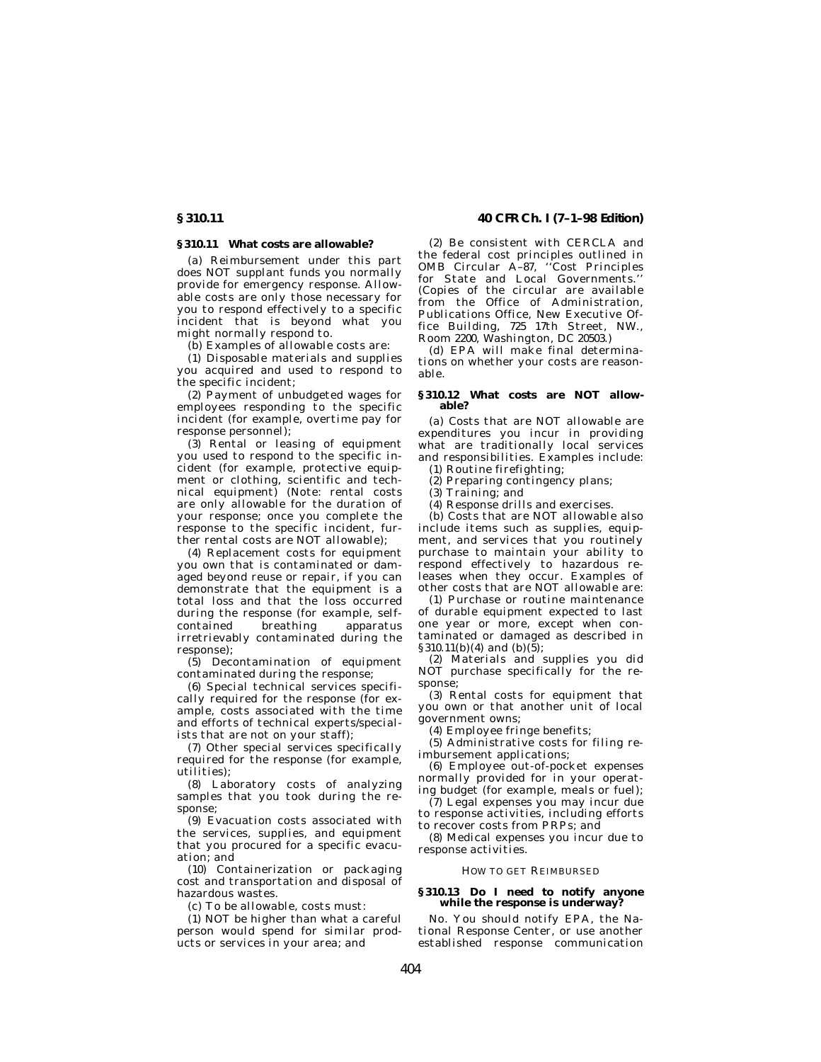## § 310.11 What costs are allowable?

(a) Reimbursement under this part does NOT supplant funds you normally provide for emergency response. Allowable costs are only those necessary for you to respond effectively to a specific incident that is beyond what you might normally respond to.

(b) Examples of allowable costs are:

(1) Disposable materials and supplies you acquired and used to respond to the specific incident;

(2) Payment of unbudgeted wages for employees responding to the specific incident (for example, overtime pay for response personnel);

(3) Rental or leasing of equipment you used to respond to the specific incident (for example, protective equipment or clothing, scientific and technical equipment) (Note: rental costs are only allowable for the duration of your response; once you complete the response to the specific incident, further rental costs are NOT allowable);

(4) Replacement costs for equipment you own that is contaminated or damaged beyond reuse or repair, if you can demonstrate that the equipment is a total loss and that the loss occurred during the response (for example, self-contained breathing apparatus irretrievably contaminated during the response);

(5) Decontamination of equipment contaminated during the response;

(6) Special technical services specifically required for the response (for example, costs associated with the time and efforts of technical experts/specialists that are not on your staff);

(7) Other special services specifically required for the response (for example, utilities);

(8) Laboratory costs of analyzing samples that you took during the response;

(9) Evacuation costs associated with the services, supplies, and equipment that you procured for a specific evacuation; and

(10) Containerization or packaging cost and transportation and disposal of hazardous wastes.

(c) To be allowable, costs must:

(1) NOT be higher than what a careful person would spend for similar products or services in your area; and

(2) Be consistent with CERCLA and the federal cost principles outlined in OMB Circular A–87, "Cost Principles for State and Local Governments." (Copies of the circular are available from the Office of Administration, Publications Office, New Executive Office Building, 725 17th Street, NW., Room 2200, Washington, DC 20503.)

(d) EPA will make final determinations on whether your costs are reasonable.

## § 310.12 What costs are NOT allowable?

(a) Costs that are NOT allowable are expenditures you incur in providing what are traditionally local services and responsibilities. Examples include:

(1) Routine firefighting;

(2) Preparing contingency plans;

(3) Training; and

(4) Response drills and exercises.

(b) Costs that are NOT allowable also include items such as supplies, equipment, and services that you routinely purchase to maintain your ability to respond effectively to hazardous releases when they occur. Examples of other costs that are NOT allowable are:

(1) Purchase or routine maintenance of durable equipment expected to last one year or more, except when contaminated or damaged as described in § 310.11(b)(4) and (b)(5);

(2) Materials and supplies you did NOT purchase specifically for the response;

(3) Rental costs for equipment that you own or that another unit of local government owns;

(4) Employee fringe benefits;

(5) Administrative costs for filing reimbursement applications;

(6) Employee out-of-pocket expenses normally provided for in your operating budget (for example, meals or fuel);

(7) Legal expenses you may incur due to response activities, including efforts to recover costs from PRPs; and

(8) Medical expenses you incur due to response activities.

### HOW TO GET REIMBURSED

## § 310.13 Do I need to notify anyone while the response is underway?

No. You should notify EPA, the National Response Center, or use another established response communication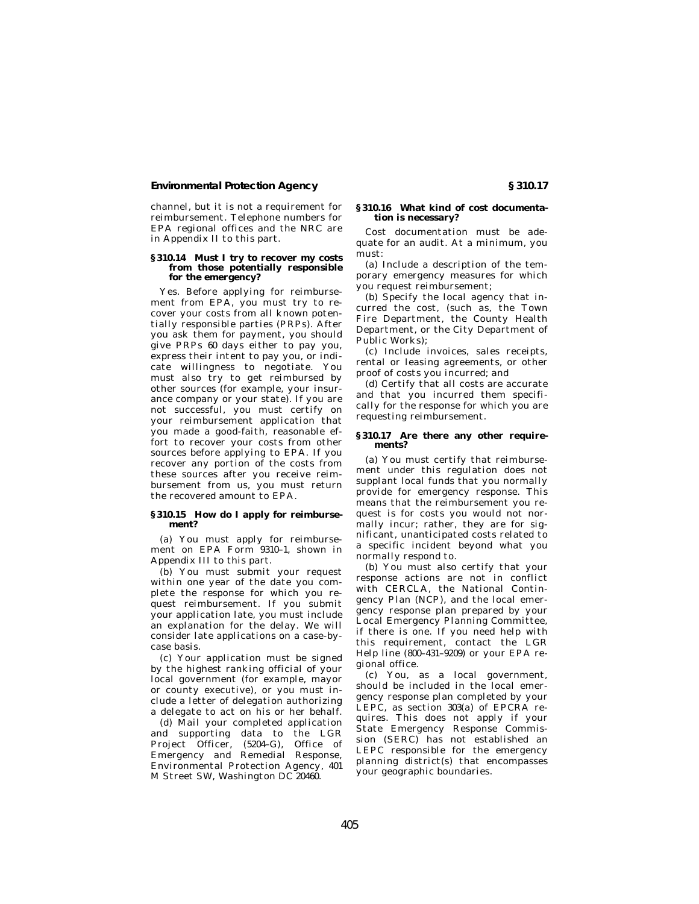channel, but it is not a requirement for reimbursement. Telephone numbers for EPA regional offices and the NRC are in Appendix II to this part.

### § 310.14 Must I try to recover my costs from those potentially responsible for the emergency?

Yes. Before applying for reimbursement from EPA, you must try to recover your costs from all known potentially responsible parties (PRPs). After you ask them for payment, you should give PRPs 60 days either to pay you, express their intent to pay you, or indicate willingness to negotiate. You must also try to get reimbursed by other sources (for example, your insurance company or your state). If you are not successful, you must certify on your reimbursement application that you made a good-faith, reasonable effort to recover your costs from other sources before applying to EPA. If you recover any portion of the costs from these sources after you receive reimbursement from us, you must return the recovered amount to EPA.

### § 310.15 How do I apply for reimbursement?

(a) You must apply for reimbursement on EPA Form 9310–1, shown in Appendix III to this part.

(b) You must submit your request within one year of the date you complete the response for which you request reimbursement. If you submit your application late, you must include an explanation for the delay. We will consider late applications on a case-by-case basis.

(c) Your application must be signed by the highest ranking official of your local government (for example, mayor or county executive), or you must include a letter of delegation authorizing a delegate to act on his or her behalf.

(d) Mail your completed application and supporting data to the LGR Project Officer, (5204–G), Office of Emergency and Remedial Response, Environmental Protection Agency, 401 M Street SW, Washington DC 20460.

### § 310.16 What kind of cost documentation is necessary?

Cost documentation must be adequate for an audit. At a minimum, you must:

(a) Include a description of the temporary emergency measures for which you request reimbursement;

(b) Specify the local agency that incurred the cost, (such as, the Town Fire Department, the County Health Department, or the City Department of Public Works);

(c) Include invoices, sales receipts, rental or leasing agreements, or other proof of costs you incurred; and

(d) Certify that all costs are accurate and that you incurred them specifically for the response for which you are requesting reimbursement.

### § 310.17 Are there any other requirements?

(a) You must certify that reimbursement under this regulation does not supplant local funds that you normally provide for emergency response. This means that the reimbursement you request is for costs you would not normally incur; rather, they are for significant, unanticipated costs related to a specific incident beyond what you normally respond to.

(b) You must also certify that your response actions are not in conflict with CERCLA, the National Contingency Plan (NCP), and the local emergency response plan prepared by your Local Emergency Planning Committee, if there is one. If you need help with this requirement, contact the LGR Help line (800–431–9209) or your EPA regional office.

(c) You, as a local government, should be included in the local emergency response plan completed by your LEPC, as section 303(a) of EPCRA requires. This does not apply if your State Emergency Response Commission (SERC) has not established an LEPC responsible for the emergency planning district(s) that encompasses your geographic boundaries.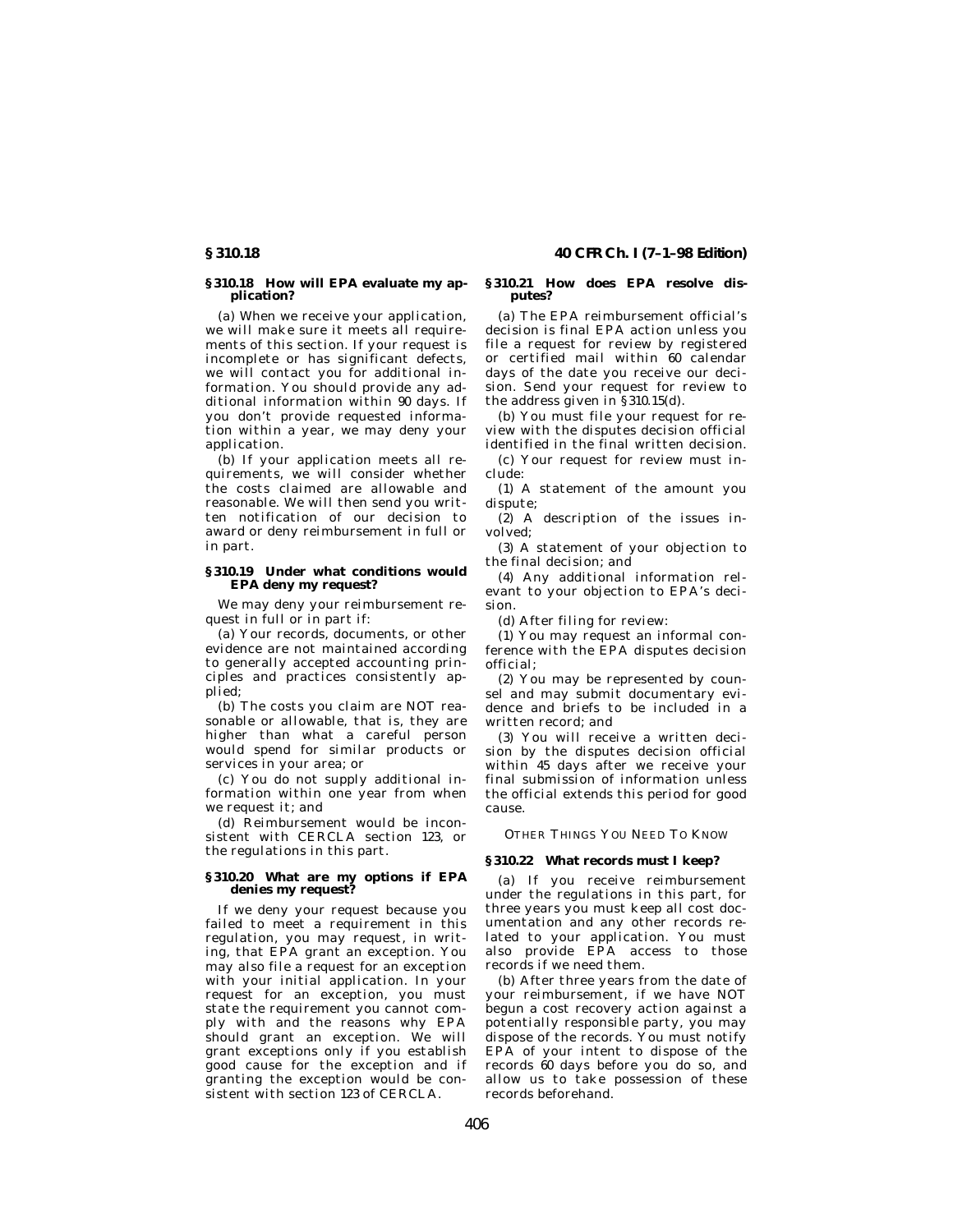### § 310.18 How will EPA evaluate my application?

(a) When we receive your application, we will make sure it meets all requirements of this section. If your request is incomplete or has significant defects, we will contact you for additional information. You should provide any additional information within 90 days. If you don't provide requested information within a year, we may deny your application.

(b) If your application meets all requirements, we will consider whether the costs claimed are allowable and reasonable. We will then send you written notification of our decision to award or deny reimbursement in full or in part.

### § 310.19 Under what conditions would EPA deny my request?

We may deny your reimbursement request in full or in part if:

(a) Your records, documents, or other evidence are not maintained according to generally accepted accounting principles and practices consistently applied;

(b) The costs you claim are NOT reasonable or allowable, that is, they are higher than what a careful person would spend for similar products or services in your area; or

(c) You do not supply additional information within one year from when we request it; and

(d) Reimbursement would be inconsistent with CERCLA section 123, or the regulations in this part.

### § 310.20 What are my options if EPA denies my request?

If we deny your request because you failed to meet a requirement in this regulation, you may request, in writing, that EPA grant an exception. You may also file a request for an exception with your initial application. In your request for an exception, you must state the requirement you cannot comply with and the reasons why EPA should grant an exception. We will grant exceptions only if you establish good cause for the exception and if granting the exception would be consistent with section 123 of CERCLA.

### § 310.21 How does EPA resolve disputes?

(a) The EPA reimbursement official's decision is final EPA action unless you file a request for review by registered or certified mail within 60 calendar days of the date you receive our decision. Send your request for review to the address given in § 310.15(d).

(b) You must file your request for review with the disputes decision official identified in the final written decision.

(c) Your request for review must include:

(1) A statement of the amount you dispute;

(2) A description of the issues involved;

(3) A statement of your objection to the final decision; and

(4) Any additional information relevant to your objection to EPA's decision.

(d) After filing for review:

(1) You may request an informal conference with the EPA disputes decision official;

(2) You may be represented by counsel and may submit documentary evidence and briefs to be included in a written record; and

(3) You will receive a written decision by the disputes decision official within 45 days after we receive your final submission of information unless the official extends this period for good cause.

OTHER THINGS YOU NEED TO KNOW

### § 310.22 What records must I keep?

(a) If you receive reimbursement under the regulations in this part, for three years you must keep all cost documentation and any other records related to your application. You must also provide EPA access to those records if we need them.

(b) After three years from the date of your reimbursement, if we have NOT begun a cost recovery action against a potentially responsible party, you may dispose of the records. You must notify EPA of your intent to dispose of the records 60 days before you do so, and allow us to take possession of these records beforehand.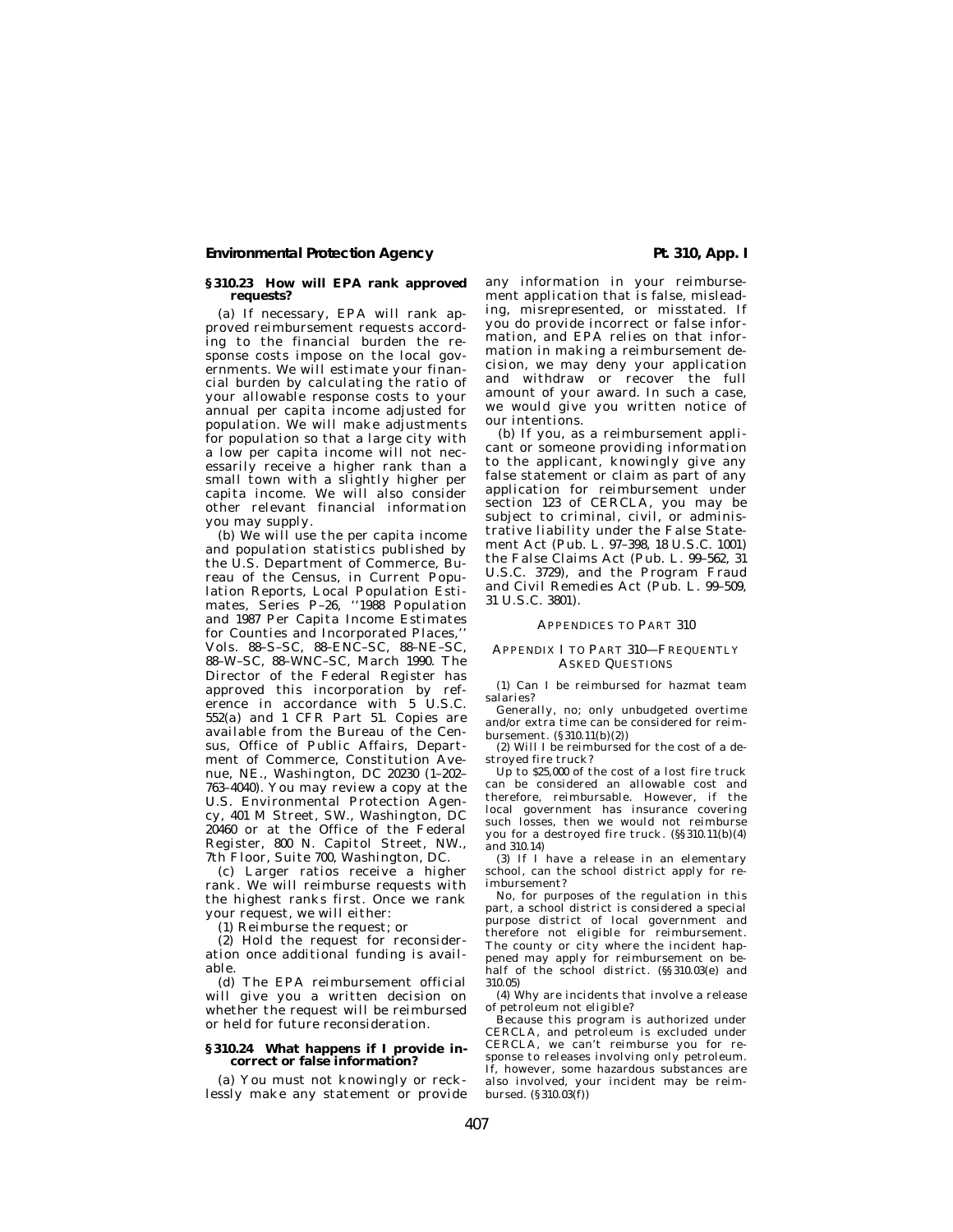### § 310.23 How will EPA rank approved requests?

(a) If necessary, EPA will rank approved reimbursement requests according to the financial burden the response costs impose on the local governments. We will estimate your financial burden by calculating the ratio of your allowable response costs to your annual per capita income adjusted for population. We will make adjustments for population so that a large city with a low per capita income will not necessarily receive a higher rank than a small town with a slightly higher per capita income. We will also consider other relevant financial information you may supply.

(b) We will use the per capita income and population statistics published by the U.S. Department of Commerce, Bureau of the Census, in Current Population Reports, Local Population Estimates, Series P–26, ''1988 Population and 1987 Per Capita Income Estimates for Counties and Incorporated Places,'' Vols. 88–S–SC, 88–ENC–SC, 88–NE–SC, 88–W–SC, 88–WNC–SC, March 1990. The Director of the Federal Register has approved this incorporation by reference in accordance with 5 U.S.C. 552(a) and 1 CFR Part 51. Copies are available from the Bureau of the Census, Office of Public Affairs, Department of Commerce, Constitution Avenue, NE., Washington, DC 20230 (1–202–763–4040). You may review a copy at the U.S. Environmental Protection Agency, 401 M Street, SW., Washington, DC 20460 or at the Office of the Federal Register, 800 N. Capitol Street, NW., 7th Floor, Suite 700, Washington, DC.

(c) Larger ratios receive a higher rank. We will reimburse requests with the highest ranks first. Once we rank your request, we will either:

(1) Reimburse the request; or

(2) Hold the request for reconsideration once additional funding is available.

(d) The EPA reimbursement official will give you a written decision on whether the request will be reimbursed or held for future reconsideration.

### § 310.24 What happens if I provide incorrect or false information?

(a) You must not knowingly or recklessly make any statement or provide any information in your reimbursement application that is false, misleading, misrepresented, or misstated. If you do provide incorrect or false information, and EPA relies on that information in making a reimbursement decision, we may deny your application and withdraw or recover the full amount of your award. In such a case, we would give you written notice of our intentions.

(b) If you, as a reimbursement applicant or someone providing information to the applicant, knowingly give any false statement or claim as part of any application for reimbursement under section 123 of CERCLA, you may be subject to criminal, civil, or administrative liability under the False Statement Act (Pub. L. 97–398, 18 U.S.C. 1001) the False Claims Act (Pub. L. 99–562, 31 U.S.C. 3729), and the Program Fraud and Civil Remedies Act (Pub. L. 99–509, 31 U.S.C. 3801).

## APPENDICES TO PART 310

### APPENDIX I TO PART 310—FREQUENTLY ASKED QUESTIONS

(1) Can I be reimbursed for hazmat team salaries?

Generally, no; only unbudgeted overtime and/or extra time can be considered for reimbursement. (§ 310.11(b)(2))

(2) Will I be reimbursed for the cost of a destroyed fire truck?

Up to $25,000 of the cost of a lost fire truck can be considered an allowable cost and therefore, reimbursable. However, if the local government has insurance covering such losses, then we would not reimburse you for a destroyed fire truck. (§§ 310.11(b)(4) and 310.14)

(3) If I have a release in an elementary school, can the school district apply for reimbursement?

No, for purposes of the regulation in this part, a school district is considered a special purpose district of local government and therefore not eligible for reimbursement. The county or city where the incident happened may apply for reimbursement on behalf of the school district. (§§ 310.03(e) and 310.05)

(4) Why are incidents that involve a release of petroleum not eligible?

Because this program is authorized under CERCLA, and petroleum is excluded under CERCLA, we can't reimburse you for response to releases involving only petroleum. If, however, some hazardous substances are also involved, your incident may be reimbursed. (§ 310.03(f))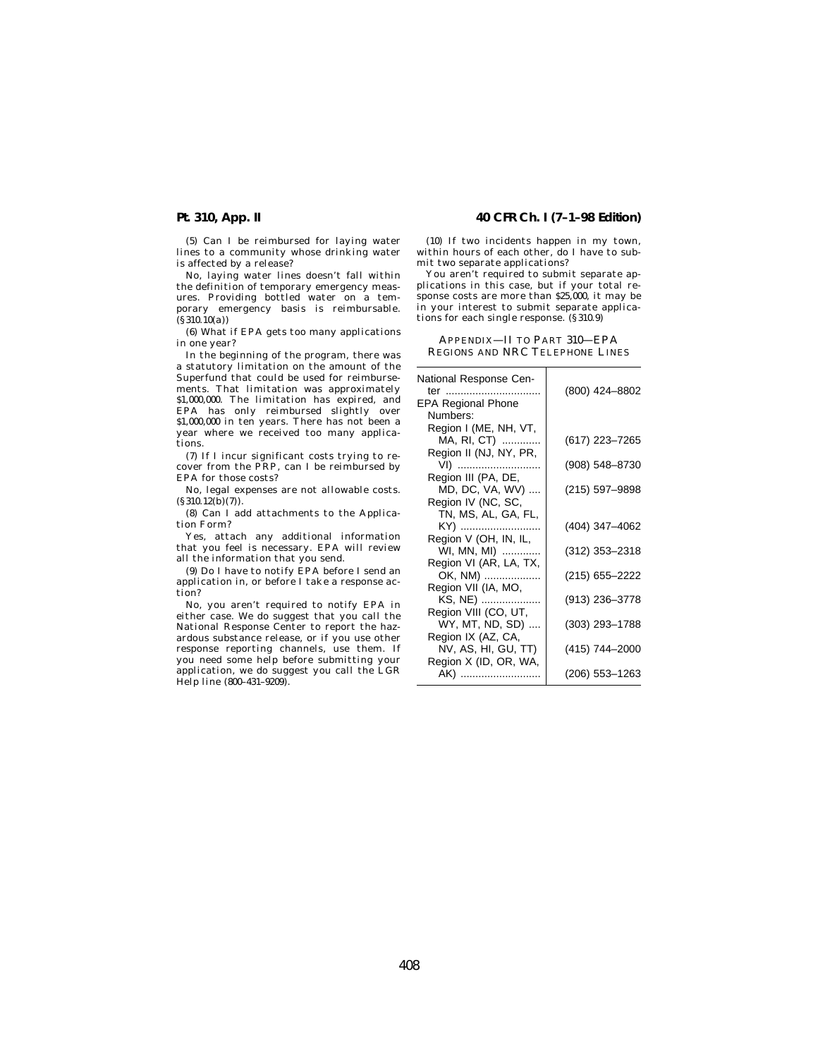(5) Can I be reimbursed for laying water lines to a community whose drinking water is affected by a release?

No, laying water lines doesn't fall within the definition of temporary emergency measures. Providing bottled water on a temporary emergency basis is reimbursable. (§310.10(a))

(6) What if EPA gets too many applications in one year?

In the beginning of the program, there was a statutory limitation on the amount of the Superfund that could be used for reimbursements. That limitation was approximately $1,000,000. The limitation has expired, and EPA has only reimbursed slightly over $1,000,000 in ten years. There has not been a year where we received too many applications.

(7) If I incur significant costs trying to recover from the PRP, can I be reimbursed by EPA for those costs?

No, legal expenses are not allowable costs. (§310.12(b)(7)).

(8) Can I add attachments to the Application Form?

Yes, attach any additional information that you feel is necessary. EPA will review all the information that you send.

(9) Do I have to notify EPA before I send an application in, or before I take a response action?

No, you aren't required to notify EPA in either case. We do suggest that you call the National Response Center to report the hazardous substance release, or if you use other response reporting channels, use them. If you need some help before submitting your application, we do suggest you call the LGR Help line (800–431–9209).

(10) If two incidents happen in my town, within hours of each other, do I have to submit two separate applications?

You aren't required to submit separate applications in this case, but if your total response costs are more than $25,000, it may be in your interest to submit separate applications for each single response. (§310.9)

## APPENDIX—II TO PART 310—EPA REGIONS AND NRC TELEPHONE LINES

| | |
|---|---|
| National Response Center | (800) 424–8802 |
| EPA Regional Phone Numbers: | |
| Region I (ME, NH, VT, MA, RI, CT) | (617) 223–7265 |
| Region II (NJ, NY, PR, VI) | (908) 548–8730 |
| Region III (PA, DE, MD, DC, VA, WV) | (215) 597–9898 |
| Region IV (NC, SC, TN, MS, AL, GA, FL, KY) | (404) 347–4062 |
| Region V (OH, IN, IL, WI, MN, MI) | (312) 353–2318 |
| Region VI (AR, LA, TX, OK, NM) | (215) 655–2222 |
| Region VII (IA, MO, KS, NE) | (913) 236–3778 |
| Region VIII (CO, UT, WY, MT, ND, SD) | (303) 293–1788 |
| Region IX (AZ, CA, NV, AS, HI, GU, TT) | (415) 744–2000 |
| Region X (ID, OR, WA, AK) | (206) 553–1263 |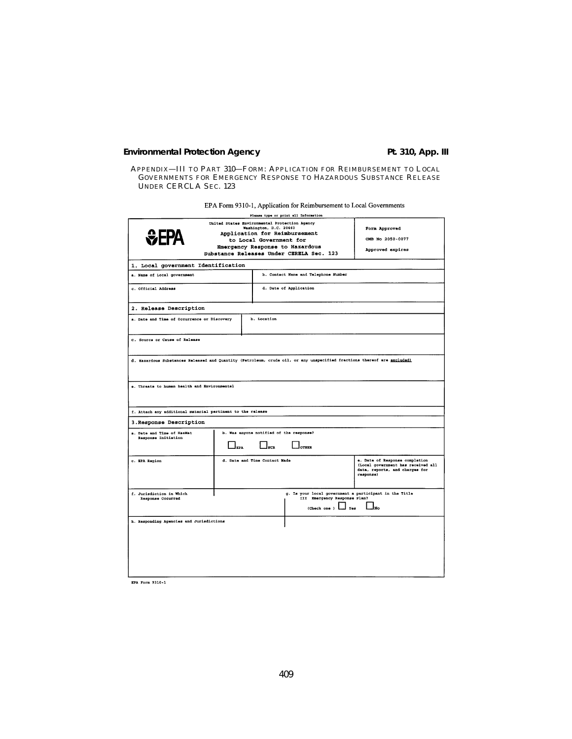APPENDIX—III TO PART 310—FORM: APPLICATION FOR REIMBURSEMENT TO LOCAL GOVERNMENTS FOR EMERGENCY RESPONSE TO HAZARDOUS SUBSTANCE RELEASE UNDER CERCLA SEC. 123

EPA Form 9310-1, Application for Reimbursement to Local Governments

Please type or print all Information

| EPA | United States Environmental Protection Agency<br>Washington, D.C. 20460<br>Application for Reimbursement to Local Government for Emergency Response to Hazardous Substance Releases Under CERELA Sec. 123 | Form Approved<br>OMB No 2050-0077<br>Approved expires |
|---|---|---|

**1. Local government Identification**

| a. Name of Local government | b. Contact Name and Telephone Number |
|---|---|
| c. Official Address | d. Date of Application |

**2. Release Description**

| a. Date and Time of Occurrence or Discovery | b. Location |
|---|---|

c. Source or Cause of Release

d. Hazardous Substances Released and Quantity (Petroleum, crude oil, or any unspecified fractions thereof are excluded)

e. Threats to human health and Environmental

f. Attach any additional material pertinent to the release

**3. Response Description**

| a. Date and Time of HazMat Response Initiation | b. Was anyone notified of the response?<br>☐ EPA ☐ NCR ☐ OTHER | |
|---|---|---|
| c. EPA Region | d. Date and Time Contact Made | e. Date of Response completion (Local government has received all data, reports, and charges for response) |

| f. Jurisdiction in Which Response Occurred | g. Is your local government a participant in the Title III Emergency Response Plan?<br>(Check one) ☐ Yes ☐ No |
|---|---|

h. Responding Agencies and Jurisdictions

EPA Form 9310-1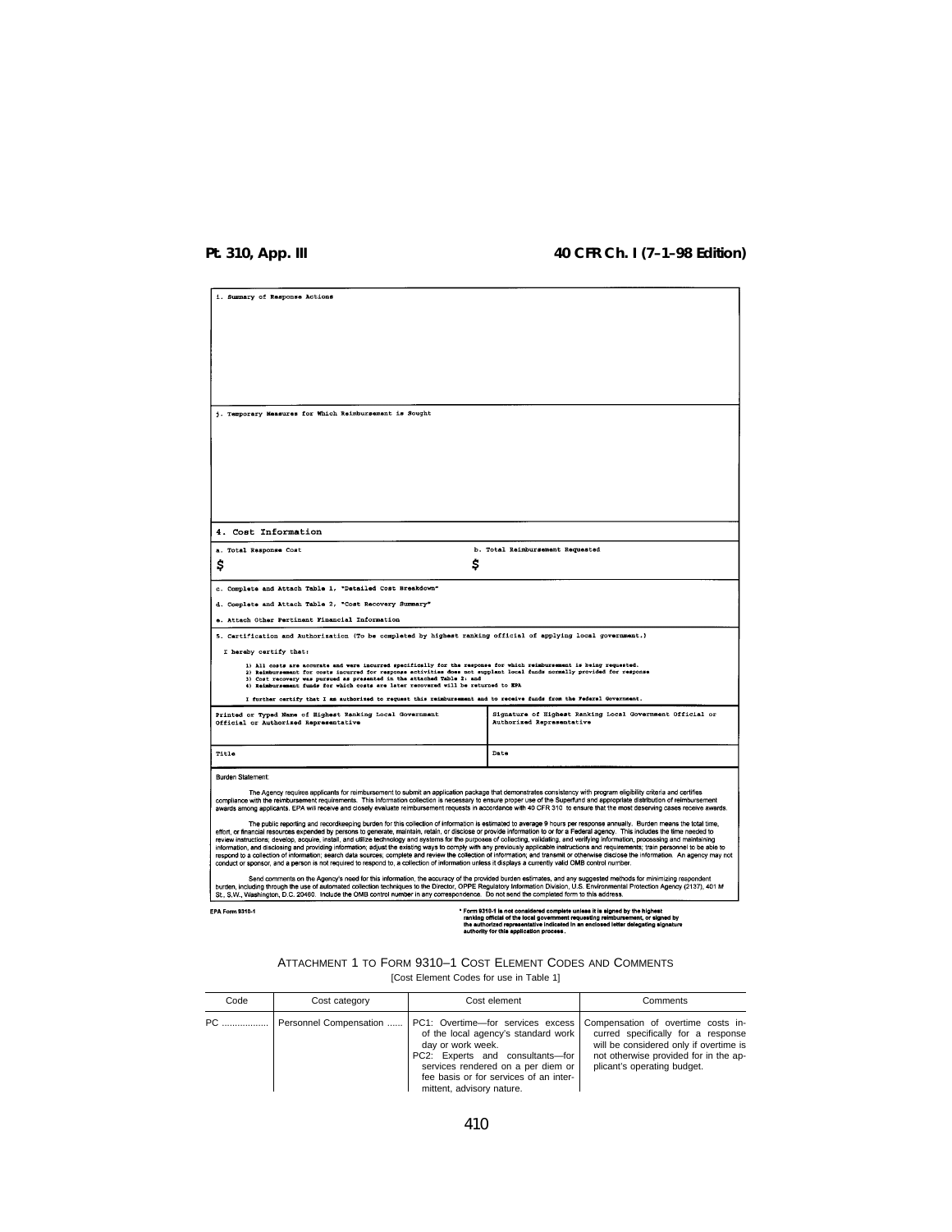i. Summary of Response Actions

j. Temporary Measures for Which Reimbursement is Sought

## 4. Cost Information

| a. Total Response Cost | b. Total Reimbursement Requested |
|---|---|
| $ | $ |

c. Complete and Attach Table 1, "Detailed Cost Breakdown"

d. Complete and Attach Table 2, "Cost Recovery Summary"

e. Attach Other Pertinent Financial Information

5. Certification and Authorization (To be completed by highest ranking official of applying local government.)

I hereby certify that:

1) All costs are accurate and were incurred specifically for the response for which reimbursement is being requested.
2) Reimbursement for costs incurred for response activities does not supplant local funds normally provided for response
3) Cost recovery was pursued as presented in the attached Table 2; and
4) Reimbursement funds for which costs are later recovered will be returned to EPA

I further certify that I am authorized to request this reimbursement and to receive funds from the Federal Government.

| Printed or Typed Name of Highest Ranking Local Government Official or Authorized Representative | Signature of Highest Ranking Local Government Official or Authorized Representative |
|---|---|
| Title | Date |

Burden Statement:

The Agency requires applicants for reimbursement to submit an application package that demonstrates consistency with program eligibility criteria and certifies compliance with the reimbursement requirements. This information collection is necessary to ensure proper use of the Superfund and appropriate distribution of reimbursement awards among applicants. EPA will receive and closely evaluate reimbursement requests in accordance with 40 CFR 310 to ensure that the most deserving cases receive awards.

The public reporting and recordkeeping burden for this collection of information is estimated to average 9 hours per response annually. Burden means the total time, effort, or financial resources expended by persons to generate, maintain, retain, or disclose or provide information to or for a Federal agency. This includes the time needed to review instructions; develop, acquire, install, and utilize technology and systems for the purposes of collecting, validating, and verifying information, processing and maintaining information, and disclosing and providing information; adjust the existing ways to comply with any previously applicable instructions and requirements; train personnel to be able to respond to a collection of information; search data sources; complete and review the collection of information; and transmit or otherwise disclose the information. An agency may not conduct or sponsor, and a person is not required to respond to, a collection of information unless it displays a currently valid OMB control number.

Send comments on the Agency's need for this information, the accuracy of the provided burden estimates, and any suggested methods for minimizing respondent burden, including through the use of automated collection techniques to the Director, OPPE Regulatory Information Division, U.S. Environmental Protection Agency (2137), 401 M St., S.W., Washington, D.C. 20460. Include the OMB control number in any correspondence. Do not send the completed form to this address.

EPA Form 9310-1

* Form 9310-1 is not considered complete unless it is signed by the highest ranking official of the local government requesting reimbursement, or signed by the authorized representative indicated in an enclosed letter delegating signature authority for this application process.

## ATTACHMENT 1 TO FORM 9310–1 COST ELEMENT CODES AND COMMENTS

[Cost Element Codes for use in Table 1]

| Code | Cost category | Cost element | Comments |
|---|---|---|---|
| PC | Personnel Compensation | PC1: Overtime—for services excess of the local agency's standard work day or work week.<br>PC2: Experts and consultants—for services rendered on a per diem or fee basis or for services of an intermittent, advisory nature. | Compensation of overtime costs incurred specifically for a response will be considered only if overtime is not otherwise provided for in the applicant's operating budget. |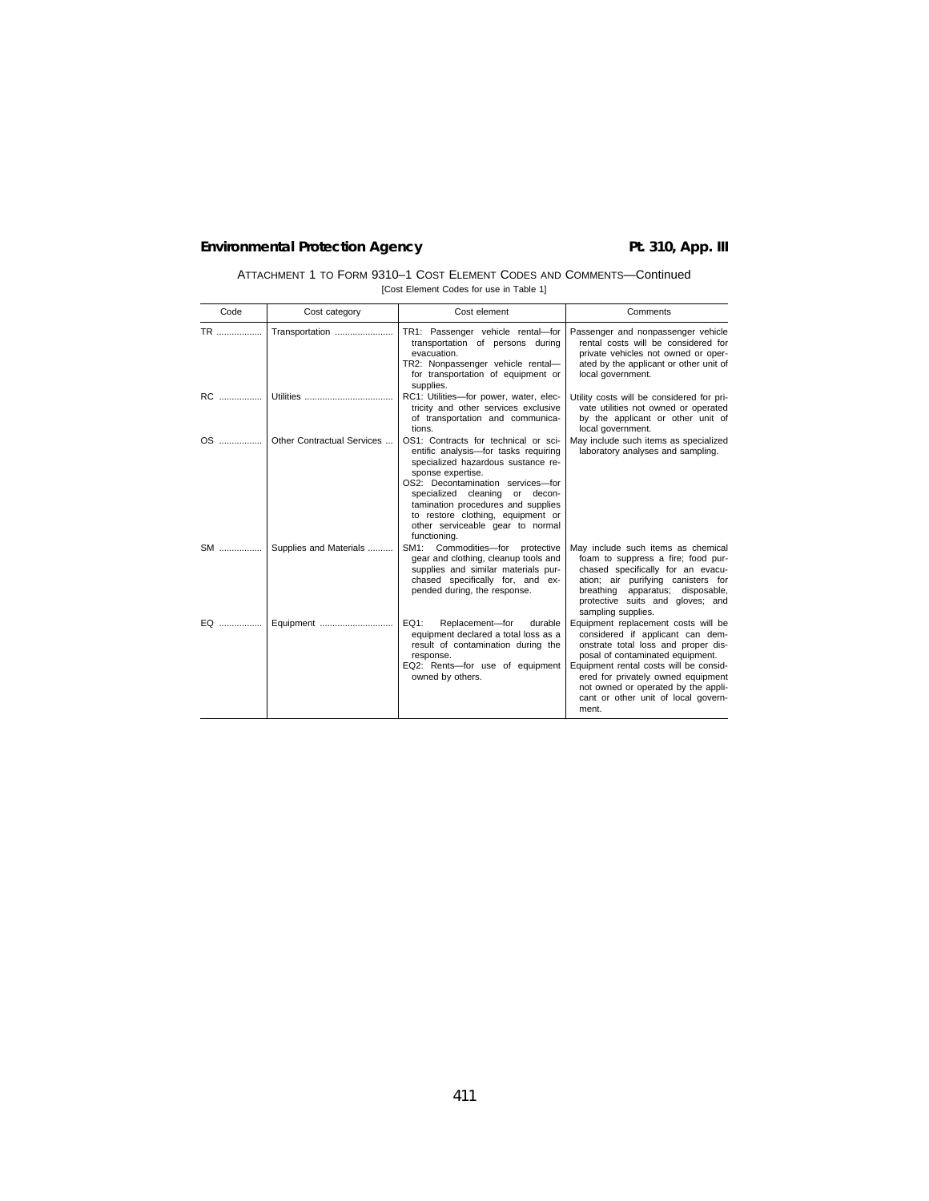ATTACHMENT 1 TO FORM 9310–1 COST ELEMENT CODES AND COMMENTS—Continued

[Cost Element Codes for use in Table 1]

| Code | Cost category | Cost element | Comments |
| --- | --- | --- | --- |
| TR | Transportation | TR1: Passenger vehicle rental—for transportation of persons during evacuation.<br>TR2: Nonpassenger vehicle rental—for transportation of equipment or supplies. | Passenger and nonpassenger vehicle rental costs will be considered for private vehicles not owned or operated by the applicant or other unit of local government. |
| RC | Utilities | RC1: Utilities—for power, water, electricity and other services exclusive of transportation and communications. | Utility costs will be considered for private utilities not owned or operated by the applicant or other unit of local government. |
| OS | Other Contractual Services | OS1: Contracts for technical or scientific analysis—for tasks requiring specialized hazardous sustance response expertise.<br>OS2: Decontamination services—for specialized cleaning or decontamination procedures and supplies to restore clothing, equipment or other serviceable gear to normal functioning. | May include such items as specialized laboratory analyses and sampling. |
| SM | Supplies and Materials | SM1: Commodities—for protective gear and clothing, cleanup tools and supplies and similar materials purchased specifically for, and expended during, the response. | May include such items as chemical foam to suppress a fire; food purchased specifically for an evacuation; air purifying canisters for breathing apparatus; disposable, protective suits and gloves; and sampling supplies. |
| EQ | Equipment | EQ1: Replacement—for durable equipment declared a total loss as a result of contamination during the response.<br>EQ2: Rents—for use of equipment owned by others. | Equipment replacement costs will be considered if applicant can demonstrate total loss and proper disposal of contaminated equipment.<br>Equipment rental costs will be considered for privately owned equipment not owned or operated by the applicant or other unit of local government. |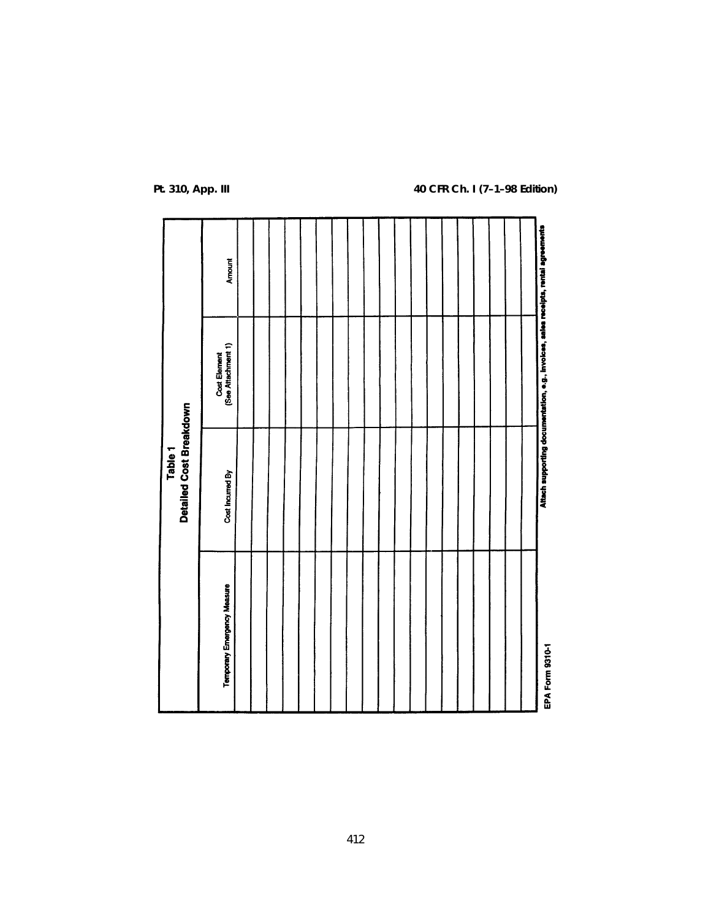## Table 1
## Detailed Cost Breakdown

| Temporary Emergency Measure | Cost Incurred By | Cost Element (See Attachment 1) | Amount |
|---|---|---|---|
| | | | |
| | | | |
| | | | |
| | | | |
| | | | |
| | | | |
| | | | |
| | | | |
| | | | |
| | | | |
| | | | |
| | | | |
| | | | |
| | | | |
| | | | |
| | | | |
| | | | |
| | | | |
| | | | |

EPA Form 9310-1

**Attach supporting documentation, e.g., invoices, sales receipts, rental agreements**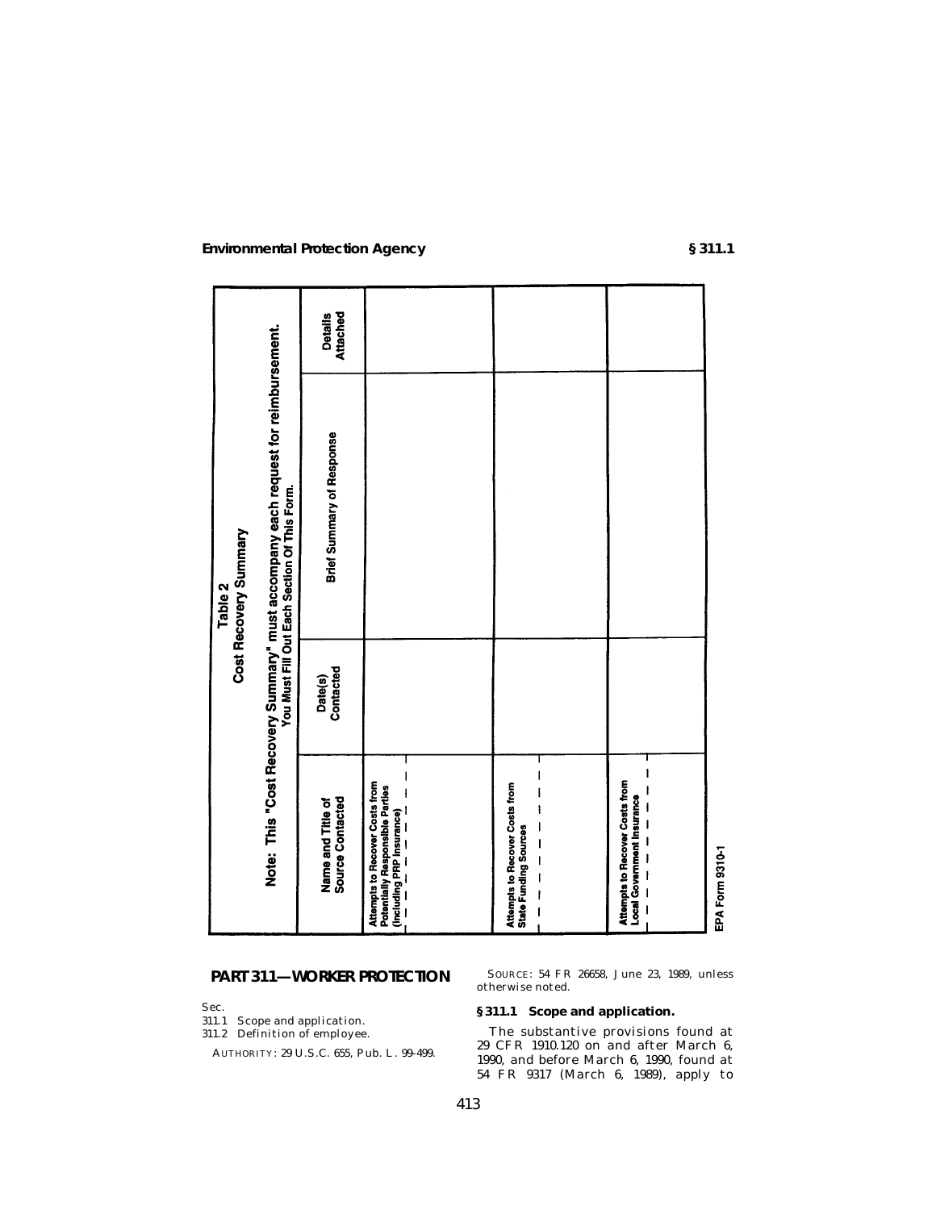## Table 2

## Cost Recovery Summary

**Note: This "Cost Recovery Summary" must accompany each request for reimbursement.**
**You Must Fill Out Each Section Of This Form.**

| Name and Title of Source Contacted | Date(s) Contacted | Brief Summary of Response | Details Attached |
|---|---|---|---|
| Attempts to Recover Costs from Potentially Responsible Parties (Including PRP Insurance) | | | |
| Attempts to Recover Costs from State Funding Sources | | | |
| Attempts to Recover Costs from Local Government Insurance | | | |

EPA Form 9310-1

# PART 311—WORKER PROTECTION

Sec.
311.1 Scope and application.
311.2 Definition of employee.

AUTHORITY: 29 U.S.C. 655, Pub. L. 99-499.

SOURCE: 54 FR 26658, June 23, 1989, unless otherwise noted.

### § 311.1 Scope and application.

The substantive provisions found at 29 CFR 1910.120 on and after March 6, 1990, and before March 6, 1990, found at 54 FR 9317 (March 6, 1989), apply to